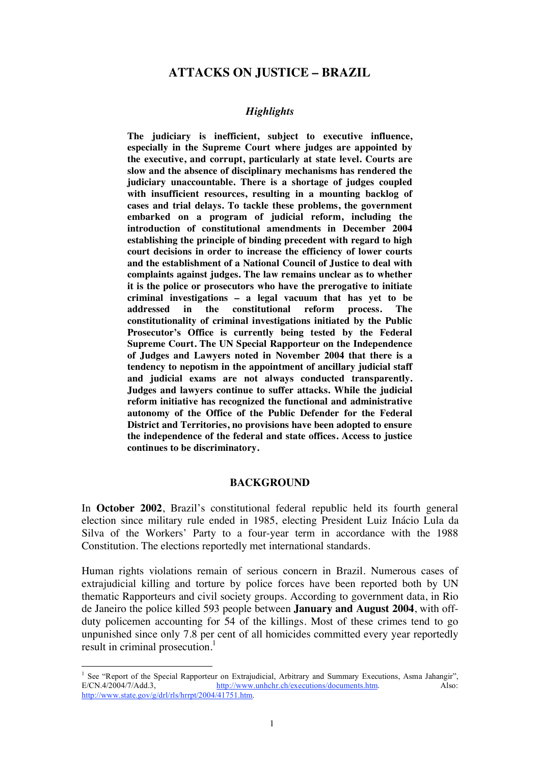# ATTACKS ON JUSTICE – BRAZIL

## *Highlights*

**The judiciary is inefficient, subject to executive influence, especially in the Supreme Court where judges are appointed by the executive, and corrupt, particularly at state level. Courts are slow and the absence of disciplinary mechanisms has rendered the judiciary unaccountable. There is a shortage of judges coupled with insufficient resources, resulting in a mounting backlog of cases and trial delays. To tackle these problems, the government embarked on a program of judicial reform, including the introduction of constitutional amendments in December 2004 establishing the principle of binding precedent with regard to high court decisions in order to increase the efficiency of lower courts and the establishment of a National Council of Justice to deal with complaints against judges. The law remains unclear as to whether it is the police or prosecutors who have the prerogative to initiate criminal investigations – a legal vacuum that has yet to be addressed in the constitutional reform process. The constitutionality of criminal investigations initiated by the Public Prosecutor's Office is currently being tested by the Federal Supreme Court. The UN Special Rapporteur on the Independence of Judges and Lawyers noted in November 2004 that there is a tendency to nepotism in the appointment of ancillary judicial staff and judicial exams are not always conducted transparently. Judges and lawyers continue to suffer attacks. While the judicial reform initiative has recognized the functional and administrative autonomy of the Office of the Public Defender for the Federal District and Territories, no provisions have been adopted to ensure the independence of the federal and state offices. Access to justice continues to be discriminatory.**

## BACKGROUND

In **October 2002**, Brazil's constitutional federal republic held its fourth general election since military rule ended in 1985, electing President Luiz Inácio Lula da Silva of the Workers' Party to a four-year term in accordance with the 1988 Constitution. The elections reportedly met international standards.

Human rights violations remain of serious concern in Brazil. Numerous cases of extrajudicial killing and torture by police forces have been reported both by UN thematic Rapporteurs and civil society groups. According to government data, in Rio de Janeiro the police killed 593 people between **January and August 2004**, with off-duty policemen accounting for 54 of the killings. Most of these crimes tend to go unpunished since only 7.8 per cent of all homicides committed every year reportedly result in criminal prosecution.[1]

---

[1] See "Report of the Special Rapporteur on Extrajudicial, Arbitrary and Summary Executions, Asma Jahangir", E/CN.4/2004/7/Add.3, http://www.unhchr.ch/executions/documents.htm. Also: http://www.state.gov/g/drl/rls/hrrpt/2004/41751.htm.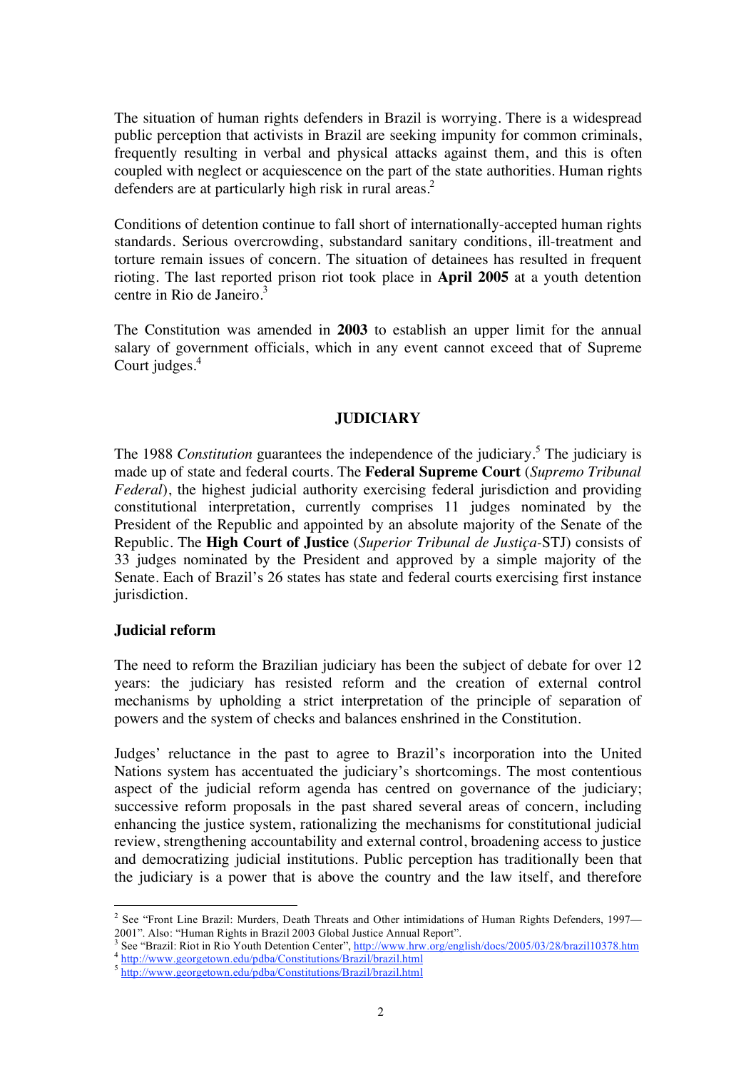The situation of human rights defenders in Brazil is worrying. There is a widespread public perception that activists in Brazil are seeking impunity for common criminals, frequently resulting in verbal and physical attacks against them, and this is often coupled with neglect or acquiescence on the part of the state authorities. Human rights defenders are at particularly high risk in rural areas.[2]

Conditions of detention continue to fall short of internationally-accepted human rights standards. Serious overcrowding, substandard sanitary conditions, ill-treatment and torture remain issues of concern. The situation of detainees has resulted in frequent rioting. The last reported prison riot took place in **April 2005** at a youth detention centre in Rio de Janeiro.[3]

The Constitution was amended in **2003** to establish an upper limit for the annual salary of government officials, which in any event cannot exceed that of Supreme Court judges.[4]

## JUDICIARY

The 1988 *Constitution* guarantees the independence of the judiciary.[5] The judiciary is made up of state and federal courts. The **Federal Supreme Court** (*Supremo Tribunal Federal*), the highest judicial authority exercising federal jurisdiction and providing constitutional interpretation, currently comprises 11 judges nominated by the President of the Republic and appointed by an absolute majority of the Senate of the Republic. The **High Court of Justice** (*Superior Tribunal de Justiça*-STJ) consists of 33 judges nominated by the President and approved by a simple majority of the Senate. Each of Brazil's 26 states has state and federal courts exercising first instance jurisdiction.

### Judicial reform

The need to reform the Brazilian judiciary has been the subject of debate for over 12 years: the judiciary has resisted reform and the creation of external control mechanisms by upholding a strict interpretation of the principle of separation of powers and the system of checks and balances enshrined in the Constitution.

Judges' reluctance in the past to agree to Brazil's incorporation into the United Nations system has accentuated the judiciary's shortcomings. The most contentious aspect of the judicial reform agenda has centred on governance of the judiciary; successive reform proposals in the past shared several areas of concern, including enhancing the justice system, rationalizing the mechanisms for constitutional judicial review, strengthening accountability and external control, broadening access to justice and democratizing judicial institutions. Public perception has traditionally been that the judiciary is a power that is above the country and the law itself, and therefore

---

[2] See "Front Line Brazil: Murders, Death Threats and Other intimidations of Human Rights Defenders, 1997—2001". Also: "Human Rights in Brazil 2003 Global Justice Annual Report".

[3] See "Brazil: Riot in Rio Youth Detention Center", http://www.hrw.org/english/docs/2005/03/28/brazil10378.htm

[4] http://www.georgetown.edu/pdba/Constitutions/Brazil/brazil.html

[5] http://www.georgetown.edu/pdba/Constitutions/Brazil/brazil.html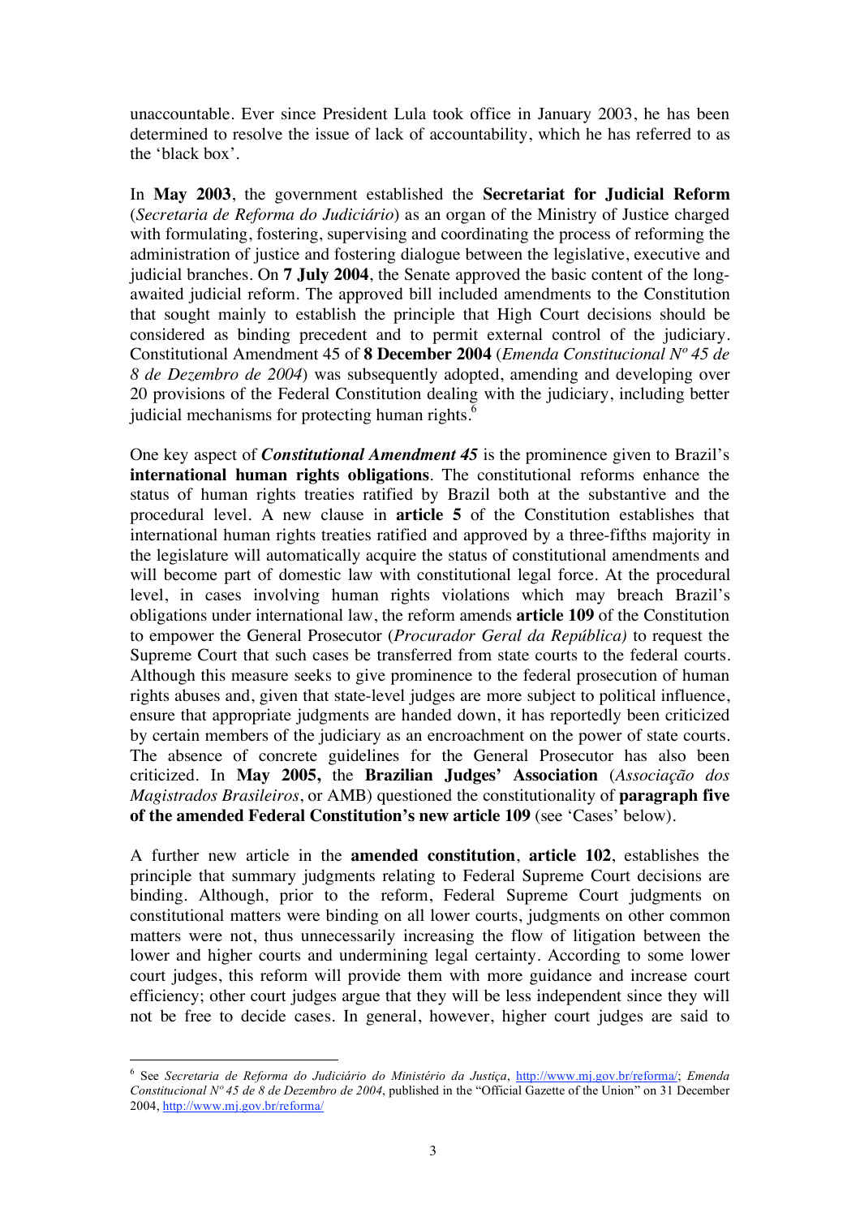unaccountable. Ever since President Lula took office in January 2003, he has been determined to resolve the issue of lack of accountability, which he has referred to as the 'black box'.

In **May 2003**, the government established the **Secretariat for Judicial Reform** (*Secretaria de Reforma do Judiciário*) as an organ of the Ministry of Justice charged with formulating, fostering, supervising and coordinating the process of reforming the administration of justice and fostering dialogue between the legislative, executive and judicial branches. On **7 July 2004**, the Senate approved the basic content of the long-awaited judicial reform. The approved bill included amendments to the Constitution that sought mainly to establish the principle that High Court decisions should be considered as binding precedent and to permit external control of the judiciary. Constitutional Amendment 45 of **8 December 2004** (*Emenda Constitucional Nº 45 de 8 de Dezembro de 2004*) was subsequently adopted, amending and developing over 20 provisions of the Federal Constitution dealing with the judiciary, including better judicial mechanisms for protecting human rights.[6]

One key aspect of ***Constitutional Amendment 45*** is the prominence given to Brazil's **international human rights obligations**. The constitutional reforms enhance the status of human rights treaties ratified by Brazil both at the substantive and the procedural level. A new clause in **article 5** of the Constitution establishes that international human rights treaties ratified and approved by a three-fifths majority in the legislature will automatically acquire the status of constitutional amendments and will become part of domestic law with constitutional legal force. At the procedural level, in cases involving human rights violations which may breach Brazil's obligations under international law, the reform amends **article 109** of the Constitution to empower the General Prosecutor (*Procurador Geral da República)* to request the Supreme Court that such cases be transferred from state courts to the federal courts. Although this measure seeks to give prominence to the federal prosecution of human rights abuses and, given that state-level judges are more subject to political influence, ensure that appropriate judgments are handed down, it has reportedly been criticized by certain members of the judiciary as an encroachment on the power of state courts. The absence of concrete guidelines for the General Prosecutor has also been criticized. In **May 2005,** the **Brazilian Judges' Association** (*Associação dos Magistrados Brasileiros*, or AMB) questioned the constitutionality of **paragraph five of the amended Federal Constitution's new article 109** (see 'Cases' below).

A further new article in the **amended constitution**, **article 102**, establishes the principle that summary judgments relating to Federal Supreme Court decisions are binding. Although, prior to the reform, Federal Supreme Court judgments on constitutional matters were binding on all lower courts, judgments on other common matters were not, thus unnecessarily increasing the flow of litigation between the lower and higher courts and undermining legal certainty. According to some lower court judges, this reform will provide them with more guidance and increase court efficiency; other court judges argue that they will be less independent since they will not be free to decide cases. In general, however, higher court judges are said to

---

[6] See *Secretaria de Reforma do Judiciário do Ministério da Justiça*, http://www.mj.gov.br/reforma/; *Emenda Constitucional Nº 45 de 8 de Dezembro de 2004*, published in the "Official Gazette of the Union" on 31 December 2004, http://www.mj.gov.br/reforma/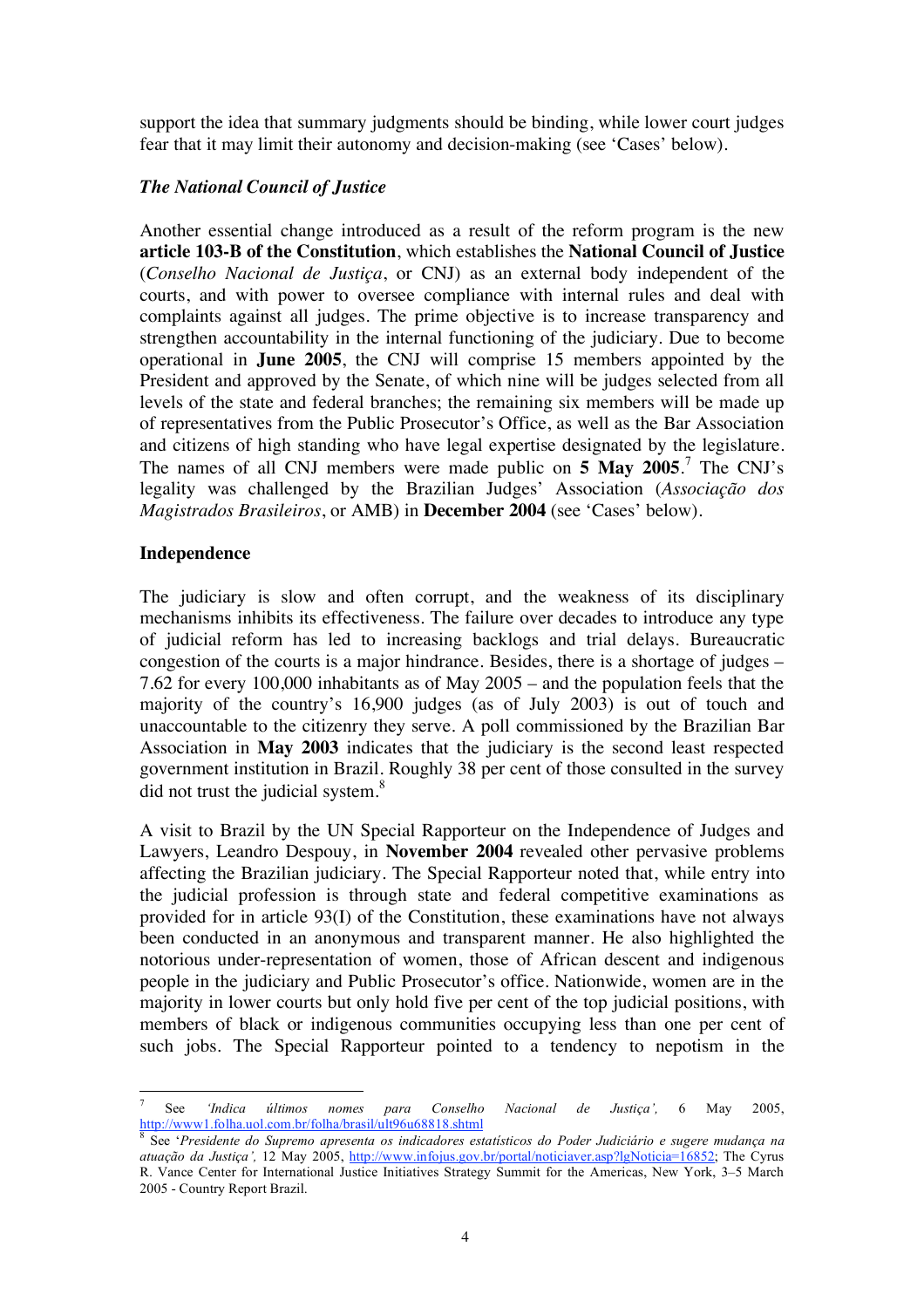support the idea that summary judgments should be binding, while lower court judges fear that it may limit their autonomy and decision-making (see 'Cases' below).

### *The National Council of Justice*

Another essential change introduced as a result of the reform program is the new **article 103-B of the Constitution**, which establishes the **National Council of Justice** (*Conselho Nacional de Justiça*, or CNJ) as an external body independent of the courts, and with power to oversee compliance with internal rules and deal with complaints against all judges. The prime objective is to increase transparency and strengthen accountability in the internal functioning of the judiciary. Due to become operational in **June 2005**, the CNJ will comprise 15 members appointed by the President and approved by the Senate, of which nine will be judges selected from all levels of the state and federal branches; the remaining six members will be made up of representatives from the Public Prosecutor's Office, as well as the Bar Association and citizens of high standing who have legal expertise designated by the legislature. The names of all CNJ members were made public on **5 May 2005**.[7] The CNJ's legality was challenged by the Brazilian Judges' Association (*Associação dos Magistrados Brasileiros*, or AMB) in **December 2004** (see 'Cases' below).

## Independence

The judiciary is slow and often corrupt, and the weakness of its disciplinary mechanisms inhibits its effectiveness. The failure over decades to introduce any type of judicial reform has led to increasing backlogs and trial delays. Bureaucratic congestion of the courts is a major hindrance. Besides, there is a shortage of judges – 7.62 for every 100,000 inhabitants as of May 2005 – and the population feels that the majority of the country's 16,900 judges (as of July 2003) is out of touch and unaccountable to the citizenry they serve. A poll commissioned by the Brazilian Bar Association in **May 2003** indicates that the judiciary is the second least respected government institution in Brazil. Roughly 38 per cent of those consulted in the survey did not trust the judicial system.[8]

A visit to Brazil by the UN Special Rapporteur on the Independence of Judges and Lawyers, Leandro Despouy, in **November 2004** revealed other pervasive problems affecting the Brazilian judiciary. The Special Rapporteur noted that, while entry into the judicial profession is through state and federal competitive examinations as provided for in article 93(I) of the Constitution, these examinations have not always been conducted in an anonymous and transparent manner. He also highlighted the notorious under-representation of women, those of African descent and indigenous people in the judiciary and Public Prosecutor's office. Nationwide, women are in the majority in lower courts but only hold five per cent of the top judicial positions, with members of black or indigenous communities occupying less than one per cent of such jobs. The Special Rapporteur pointed to a tendency to nepotism in the

---

[7] See *'Indica últimos nomes para Conselho Nacional de Justiça',* 6 May 2005, http://www1.folha.uol.com.br/folha/brasil/ult96u68818.shtml

[8] See '*Presidente do Supremo apresenta os indicadores estatísticos do Poder Judiciário e sugere mudança na atuação da Justiça',* 12 May 2005, http://www.infojus.gov.br/portal/noticiaver.asp?lgNoticia=16852; The Cyrus R. Vance Center for International Justice Initiatives Strategy Summit for the Americas, New York, 3–5 March 2005 - Country Report Brazil.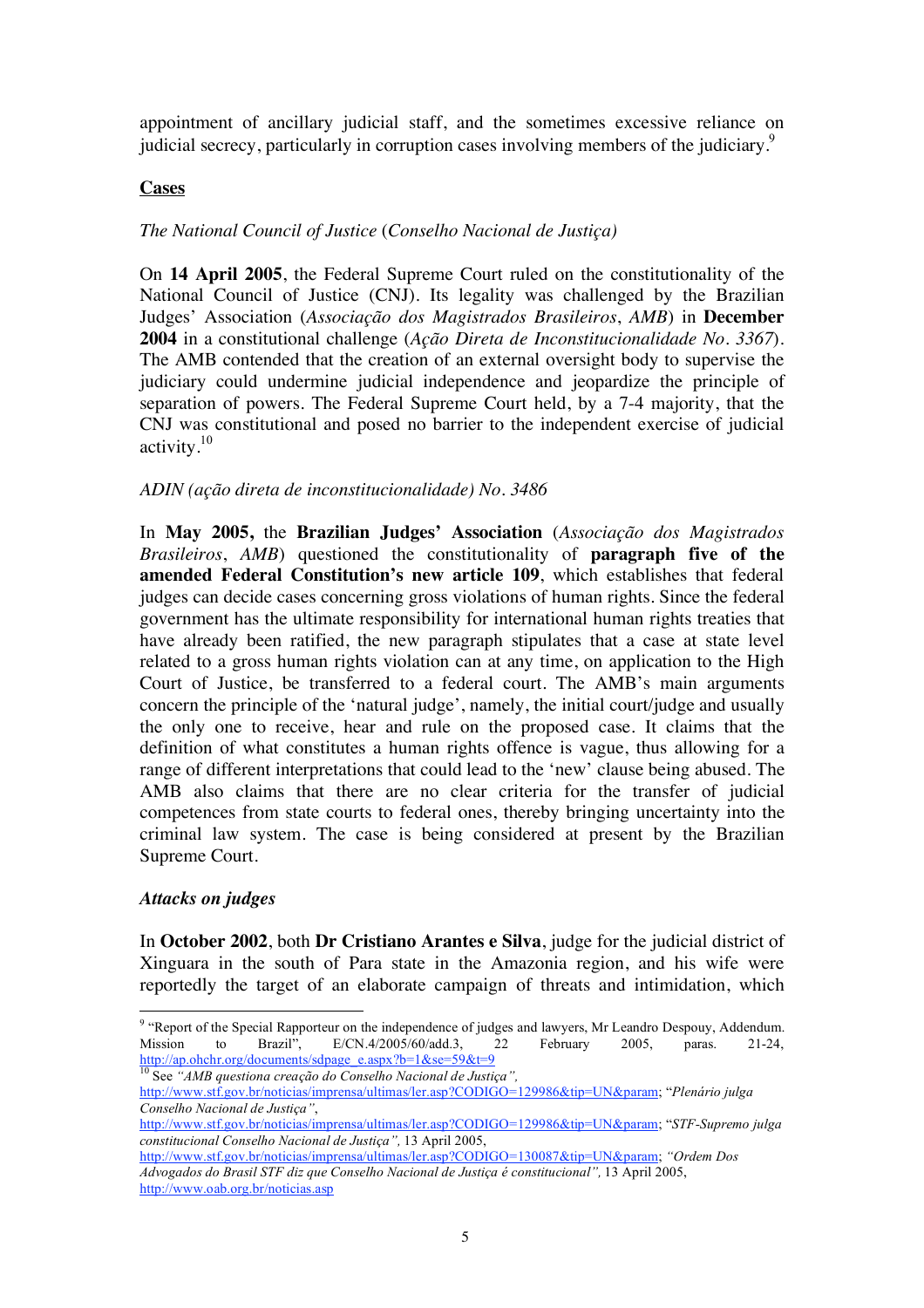appointment of ancillary judicial staff, and the sometimes excessive reliance on judicial secrecy, particularly in corruption cases involving members of the judiciary.[9]

**Cases**

*The National Council of Justice* (*Conselho Nacional de Justiça)*

On **14 April 2005**, the Federal Supreme Court ruled on the constitutionality of the National Council of Justice (CNJ). Its legality was challenged by the Brazilian Judges' Association (*Associação dos Magistrados Brasileiros*, *AMB*) in **December 2004** in a constitutional challenge (*Ação Direta de Inconstitucionalidade No. 3367*). The AMB contended that the creation of an external oversight body to supervise the judiciary could undermine judicial independence and jeopardize the principle of separation of powers. The Federal Supreme Court held, by a 7-4 majority, that the CNJ was constitutional and posed no barrier to the independent exercise of judicial activity.[10]

*ADIN (ação direta de inconstitucionalidade) No. 3486*

In **May 2005,** the **Brazilian Judges' Association** (*Associação dos Magistrados Brasileiros*, *AMB*) questioned the constitutionality of **paragraph five of the amended Federal Constitution's new article 109**, which establishes that federal judges can decide cases concerning gross violations of human rights. Since the federal government has the ultimate responsibility for international human rights treaties that have already been ratified, the new paragraph stipulates that a case at state level related to a gross human rights violation can at any time, on application to the High Court of Justice, be transferred to a federal court. The AMB's main arguments concern the principle of the 'natural judge', namely, the initial court/judge and usually the only one to receive, hear and rule on the proposed case. It claims that the definition of what constitutes a human rights offence is vague, thus allowing for a range of different interpretations that could lead to the 'new' clause being abused. The AMB also claims that there are no clear criteria for the transfer of judicial competences from state courts to federal ones, thereby bringing uncertainty into the criminal law system. The case is being considered at present by the Brazilian Supreme Court.

***Attacks on judges***

In **October 2002**, both **Dr Cristiano Arantes e Silva**, judge for the judicial district of Xinguara in the south of Para state in the Amazonia region, and his wife were reportedly the target of an elaborate campaign of threats and intimidation, which

---

[9] "Report of the Special Rapporteur on the independence of judges and lawyers, Mr Leandro Despouy, Addendum. Mission to Brazil", E/CN.4/2005/60/add.3, 22 February 2005, paras. 21-24, http://ap.ohchr.org/documents/sdpage_e.aspx?b=1&se=59&t=9

[10] See *"AMB questiona creação do Conselho Nacional de Justiça",* http://www.stf.gov.br/noticias/imprensa/ultimas/ler.asp?CODIGO=129986&tip=UN&param; "*Plenário julga Conselho Nacional de Justiça"*, http://www.stf.gov.br/noticias/imprensa/ultimas/ler.asp?CODIGO=129986&tip=UN&param; "*STF-Supremo julga constitucional Conselho Nacional de Justiça",* 13 April 2005, http://www.stf.gov.br/noticias/imprensa/ultimas/ler.asp?CODIGO=130087&tip=UN&param; *"Ordem Dos Advogados do Brasil STF diz que Conselho Nacional de Justiça é constitucional",* 13 April 2005, http://www.oab.org.br/noticias.asp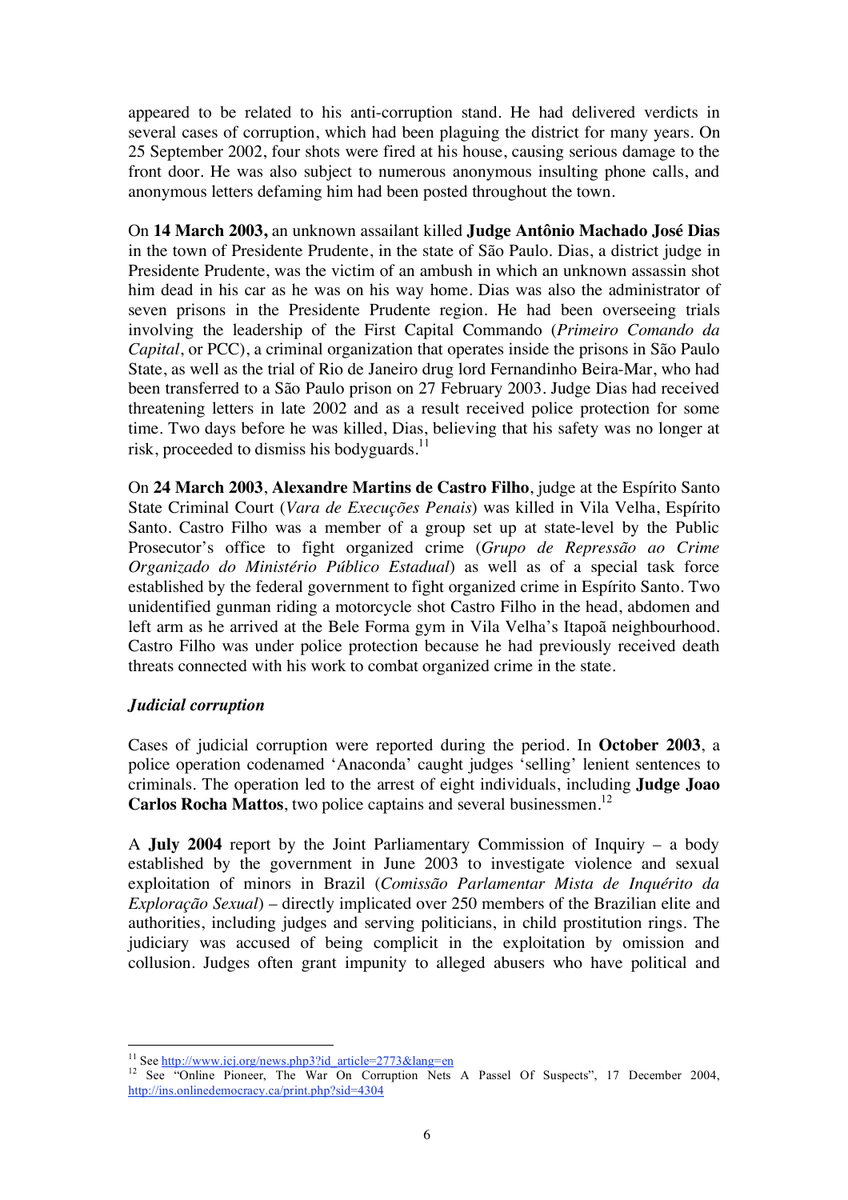appeared to be related to his anti-corruption stand. He had delivered verdicts in several cases of corruption, which had been plaguing the district for many years. On 25 September 2002, four shots were fired at his house, causing serious damage to the front door. He was also subject to numerous anonymous insulting phone calls, and anonymous letters defaming him had been posted throughout the town.

On **14 March 2003,** an unknown assailant killed **Judge Antônio Machado José Dias** in the town of Presidente Prudente, in the state of São Paulo. Dias, a district judge in Presidente Prudente, was the victim of an ambush in which an unknown assassin shot him dead in his car as he was on his way home. Dias was also the administrator of seven prisons in the Presidente Prudente region. He had been overseeing trials involving the leadership of the First Capital Commando (*Primeiro Comando da Capital*, or PCC), a criminal organization that operates inside the prisons in São Paulo State, as well as the trial of Rio de Janeiro drug lord Fernandinho Beira-Mar, who had been transferred to a São Paulo prison on 27 February 2003. Judge Dias had received threatening letters in late 2002 and as a result received police protection for some time. Two days before he was killed, Dias, believing that his safety was no longer at risk, proceeded to dismiss his bodyguards.[11]

On **24 March 2003**, **Alexandre Martins de Castro Filho**, judge at the Espírito Santo State Criminal Court (*Vara de Execuções Penais*) was killed in Vila Velha, Espírito Santo. Castro Filho was a member of a group set up at state-level by the Public Prosecutor's office to fight organized crime (*Grupo de Repressão ao Crime Organizado do Ministério Público Estadual*) as well as of a special task force established by the federal government to fight organized crime in Espírito Santo. Two unidentified gunman riding a motorcycle shot Castro Filho in the head, abdomen and left arm as he arrived at the Bele Forma gym in Vila Velha's Itapoã neighbourhood. Castro Filho was under police protection because he had previously received death threats connected with his work to combat organized crime in the state.

### *Judicial corruption*

Cases of judicial corruption were reported during the period. In **October 2003**, a police operation codenamed 'Anaconda' caught judges 'selling' lenient sentences to criminals. The operation led to the arrest of eight individuals, including **Judge Joao Carlos Rocha Mattos**, two police captains and several businessmen.[12]

A **July 2004** report by the Joint Parliamentary Commission of Inquiry – a body established by the government in June 2003 to investigate violence and sexual exploitation of minors in Brazil (*Comissão Parlamentar Mista de Inquérito da Exploração Sexual*) – directly implicated over 250 members of the Brazilian elite and authorities, including judges and serving politicians, in child prostitution rings. The judiciary was accused of being complicit in the exploitation by omission and collusion. Judges often grant impunity to alleged abusers who have political and

---

[11] See http://www.icj.org/news.php3?id_article=2773&lang=en

[12] See "Online Pioneer, The War On Corruption Nets A Passel Of Suspects", 17 December 2004, http://ins.onlinedemocracy.ca/print.php?sid=4304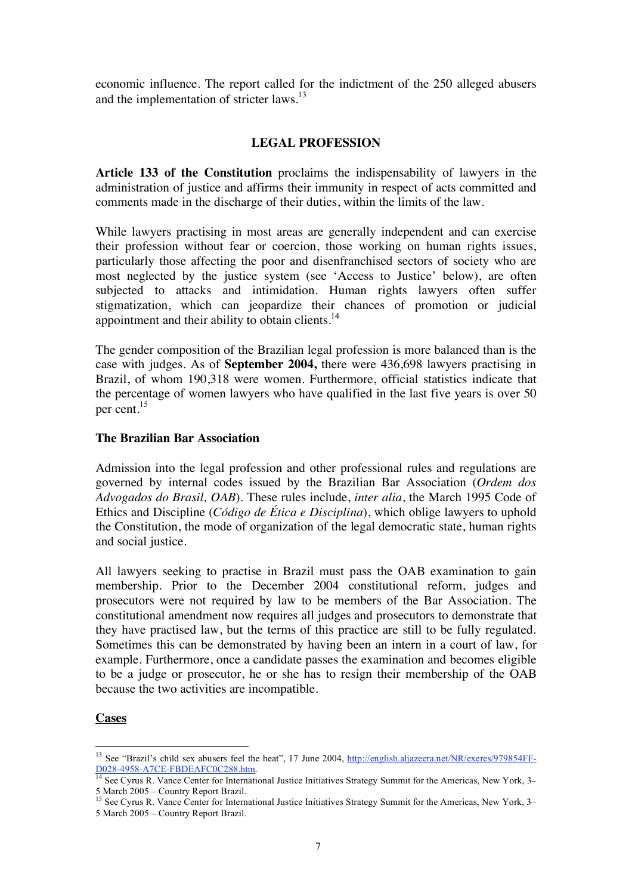economic influence. The report called for the indictment of the 250 alleged abusers and the implementation of stricter laws.[13]

## LEGAL PROFESSION

**Article 133 of the Constitution** proclaims the indispensability of lawyers in the administration of justice and affirms their immunity in respect of acts committed and comments made in the discharge of their duties, within the limits of the law.

While lawyers practising in most areas are generally independent and can exercise their profession without fear or coercion, those working on human rights issues, particularly those affecting the poor and disenfranchised sectors of society who are most neglected by the justice system (see 'Access to Justice' below), are often subjected to attacks and intimidation. Human rights lawyers often suffer stigmatization, which can jeopardize their chances of promotion or judicial appointment and their ability to obtain clients.[14]

The gender composition of the Brazilian legal profession is more balanced than is the case with judges. As of **September 2004,** there were 436,698 lawyers practising in Brazil, of whom 190,318 were women. Furthermore, official statistics indicate that the percentage of women lawyers who have qualified in the last five years is over 50 per cent.[15]

### The Brazilian Bar Association

Admission into the legal profession and other professional rules and regulations are governed by internal codes issued by the Brazilian Bar Association (*Ordem dos Advogados do Brasil, OAB*). These rules include, *inter alia*, the March 1995 Code of Ethics and Discipline (*Código de Ética e Disciplina*), which oblige lawyers to uphold the Constitution, the mode of organization of the legal democratic state, human rights and social justice.

All lawyers seeking to practise in Brazil must pass the OAB examination to gain membership. Prior to the December 2004 constitutional reform, judges and prosecutors were not required by law to be members of the Bar Association. The constitutional amendment now requires all judges and prosecutors to demonstrate that they have practised law, but the terms of this practice are still to be fully regulated. Sometimes this can be demonstrated by having been an intern in a court of law, for example. Furthermore, once a candidate passes the examination and becomes eligible to be a judge or prosecutor, he or she has to resign their membership of the OAB because the two activities are incompatible.

### Cases

---

[13] See "Brazil's child sex abusers feel the heat", 17 June 2004, http://english.aljazeera.net/NR/exeres/979854FF-D028-4958-A7CE-FBDEAFC0C288.htm.

[14] See Cyrus R. Vance Center for International Justice Initiatives Strategy Summit for the Americas, New York, 3–5 March 2005 – Country Report Brazil.

[15] See Cyrus R. Vance Center for International Justice Initiatives Strategy Summit for the Americas, New York, 3–5 March 2005 – Country Report Brazil.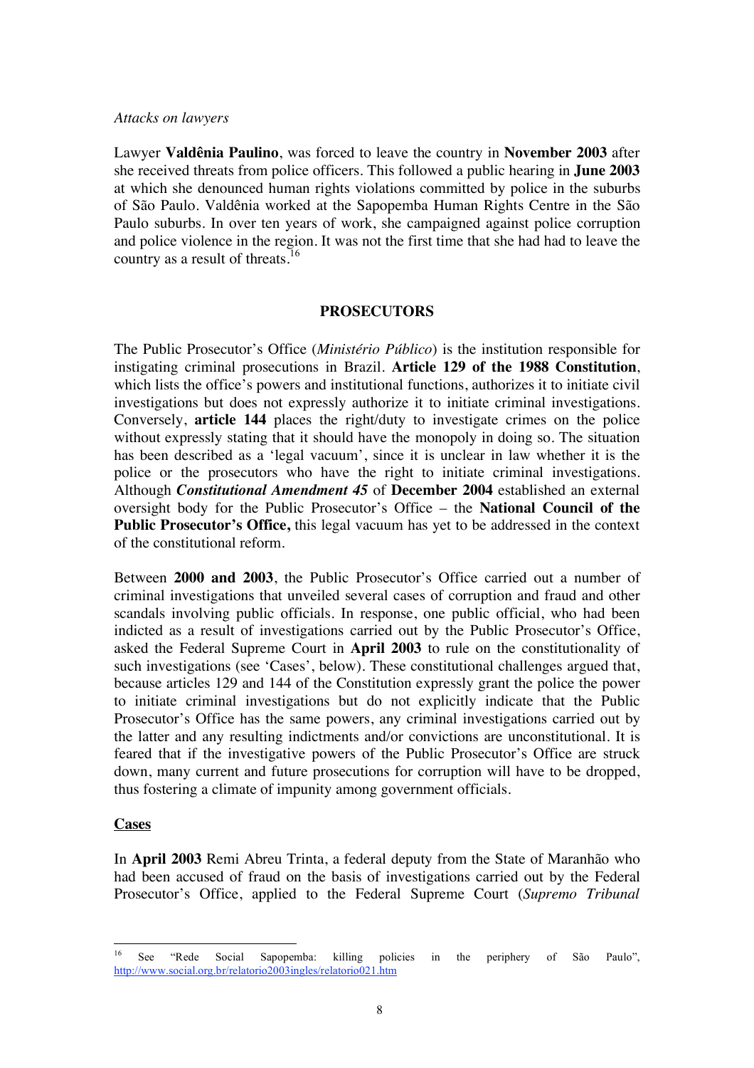*Attacks on lawyers*

Lawyer **Valdênia Paulino**, was forced to leave the country in **November 2003** after she received threats from police officers. This followed a public hearing in **June 2003** at which she denounced human rights violations committed by police in the suburbs of São Paulo. Valdênia worked at the Sapopemba Human Rights Centre in the São Paulo suburbs. In over ten years of work, she campaigned against police corruption and police violence in the region. It was not the first time that she had had to leave the country as a result of threats.[16]

## PROSECUTORS

The Public Prosecutor's Office (*Ministério Público*) is the institution responsible for instigating criminal prosecutions in Brazil. **Article 129 of the 1988 Constitution**, which lists the office's powers and institutional functions, authorizes it to initiate civil investigations but does not expressly authorize it to initiate criminal investigations. Conversely, **article 144** places the right/duty to investigate crimes on the police without expressly stating that it should have the monopoly in doing so. The situation has been described as a 'legal vacuum', since it is unclear in law whether it is the police or the prosecutors who have the right to initiate criminal investigations. Although ***Constitutional Amendment 45*** of **December 2004** established an external oversight body for the Public Prosecutor's Office – the **National Council of the Public Prosecutor's Office,** this legal vacuum has yet to be addressed in the context of the constitutional reform.

Between **2000 and 2003**, the Public Prosecutor's Office carried out a number of criminal investigations that unveiled several cases of corruption and fraud and other scandals involving public officials. In response, one public official, who had been indicted as a result of investigations carried out by the Public Prosecutor's Office, asked the Federal Supreme Court in **April 2003** to rule on the constitutionality of such investigations (see 'Cases', below). These constitutional challenges argued that, because articles 129 and 144 of the Constitution expressly grant the police the power to initiate criminal investigations but do not explicitly indicate that the Public Prosecutor's Office has the same powers, any criminal investigations carried out by the latter and any resulting indictments and/or convictions are unconstitutional. It is feared that if the investigative powers of the Public Prosecutor's Office are struck down, many current and future prosecutions for corruption will have to be dropped, thus fostering a climate of impunity among government officials.

**Cases**

In **April 2003** Remi Abreu Trinta, a federal deputy from the State of Maranhão who had been accused of fraud on the basis of investigations carried out by the Federal Prosecutor's Office, applied to the Federal Supreme Court (*Supremo Tribunal*

[16] See "Rede Social Sapopemba: killing policies in the periphery of São Paulo", http://www.social.org.br/relatorio2003ingles/relatorio021.htm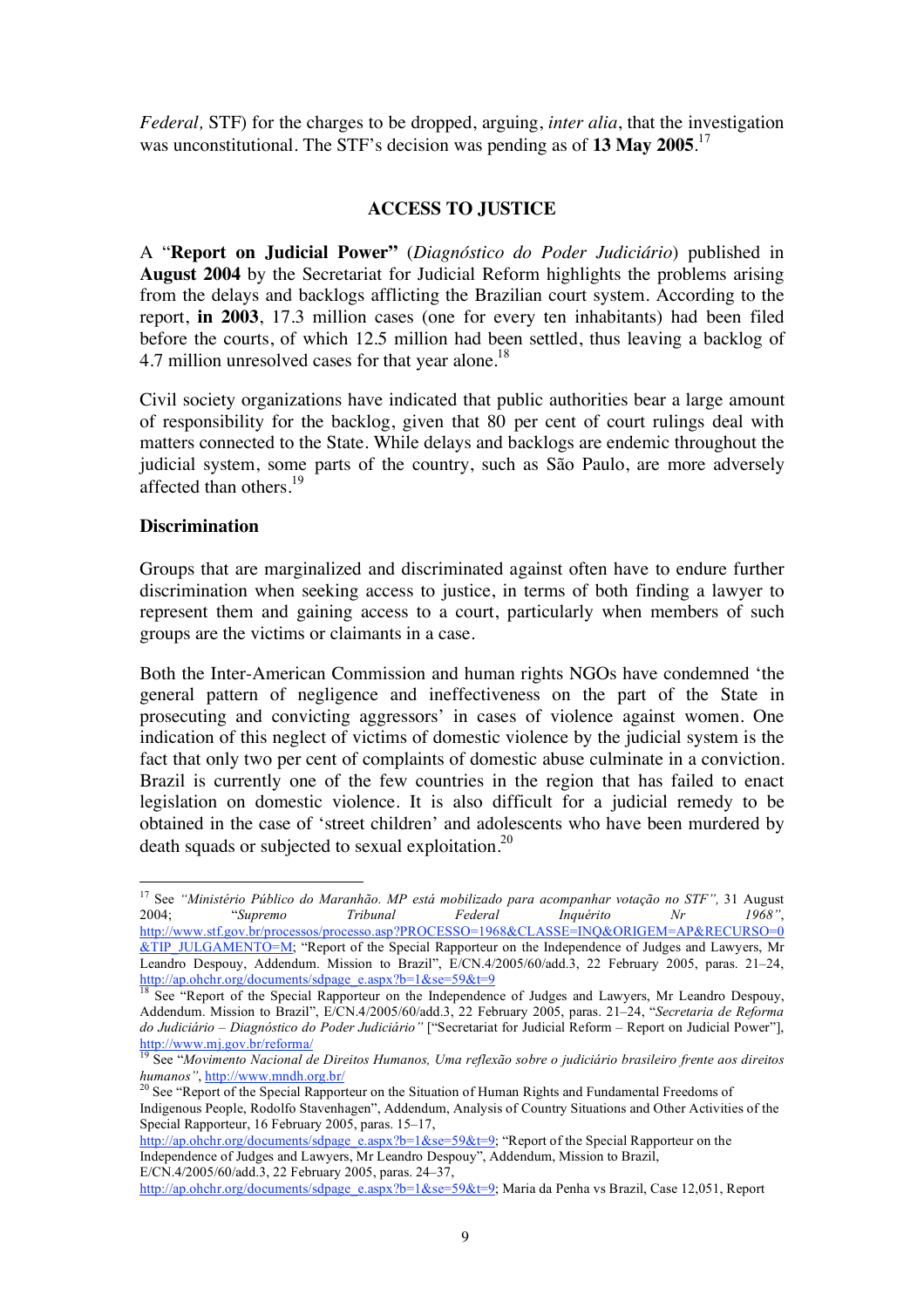*Federal,* STF) for the charges to be dropped, arguing, *inter alia*, that the investigation was unconstitutional. The STF's decision was pending as of **13 May 2005**.[17]

## ACCESS TO JUSTICE

A "**Report on Judicial Power"** (*Diagnóstico do Poder Judiciário*) published in **August 2004** by the Secretariat for Judicial Reform highlights the problems arising from the delays and backlogs afflicting the Brazilian court system. According to the report, **in 2003**, 17.3 million cases (one for every ten inhabitants) had been filed before the courts, of which 12.5 million had been settled, thus leaving a backlog of 4.7 million unresolved cases for that year alone.[18]

Civil society organizations have indicated that public authorities bear a large amount of responsibility for the backlog, given that 80 per cent of court rulings deal with matters connected to the State. While delays and backlogs are endemic throughout the judicial system, some parts of the country, such as São Paulo, are more adversely affected than others.[19]

### Discrimination

Groups that are marginalized and discriminated against often have to endure further discrimination when seeking access to justice, in terms of both finding a lawyer to represent them and gaining access to a court, particularly when members of such groups are the victims or claimants in a case.

Both the Inter-American Commission and human rights NGOs have condemned 'the general pattern of negligence and ineffectiveness on the part of the State in prosecuting and convicting aggressors' in cases of violence against women. One indication of this neglect of victims of domestic violence by the judicial system is the fact that only two per cent of complaints of domestic abuse culminate in a conviction. Brazil is currently one of the few countries in the region that has failed to enact legislation on domestic violence. It is also difficult for a judicial remedy to be obtained in the case of 'street children' and adolescents who have been murdered by death squads or subjected to sexual exploitation.[20]

---

[17] See *"Ministério Público do Maranhão. MP está mobilizado para acompanhar votação no STF",* 31 August 2004; "*Supremo Tribunal Federal Inquérito Nr 1968"*, http://www.stf.gov.br/processos/processo.asp?PROCESSO=1968&CLASSE=INQ&ORIGEM=AP&RECURSO=0&TIP_JULGAMENTO=M; "Report of the Special Rapporteur on the Independence of Judges and Lawyers, Mr Leandro Despouy, Addendum. Mission to Brazil", E/CN.4/2005/60/add.3, 22 February 2005, paras. 21–24, http://ap.ohchr.org/documents/sdpage_e.aspx?b=1&se=59&t=9

[18] See "Report of the Special Rapporteur on the Independence of Judges and Lawyers, Mr Leandro Despouy, Addendum. Mission to Brazil", E/CN.4/2005/60/add.3, 22 February 2005, paras. 21–24, "*Secretaria de Reforma do Judiciário – Diagnóstico do Poder Judiciário"* ["Secretariat for Judicial Reform – Report on Judicial Power"], http://www.mj.gov.br/reforma/

[19] See "*Movimento Nacional de Direitos Humanos, Uma reflexão sobre o judiciário brasileiro frente aos direitos humanos"*, http://www.mndh.org.br/

[20] See "Report of the Special Rapporteur on the Situation of Human Rights and Fundamental Freedoms of Indigenous People, Rodolfo Stavenhagen", Addendum, Analysis of Country Situations and Other Activities of the Special Rapporteur, 16 February 2005, paras. 15–17, http://ap.ohchr.org/documents/sdpage_e.aspx?b=1&se=59&t=9; "Report of the Special Rapporteur on the Independence of Judges and Lawyers, Mr Leandro Despouy", Addendum, Mission to Brazil, E/CN.4/2005/60/add.3, 22 February 2005, paras. 24–37, http://ap.ohchr.org/documents/sdpage_e.aspx?b=1&se=59&t=9; Maria da Penha vs Brazil, Case 12,051, Report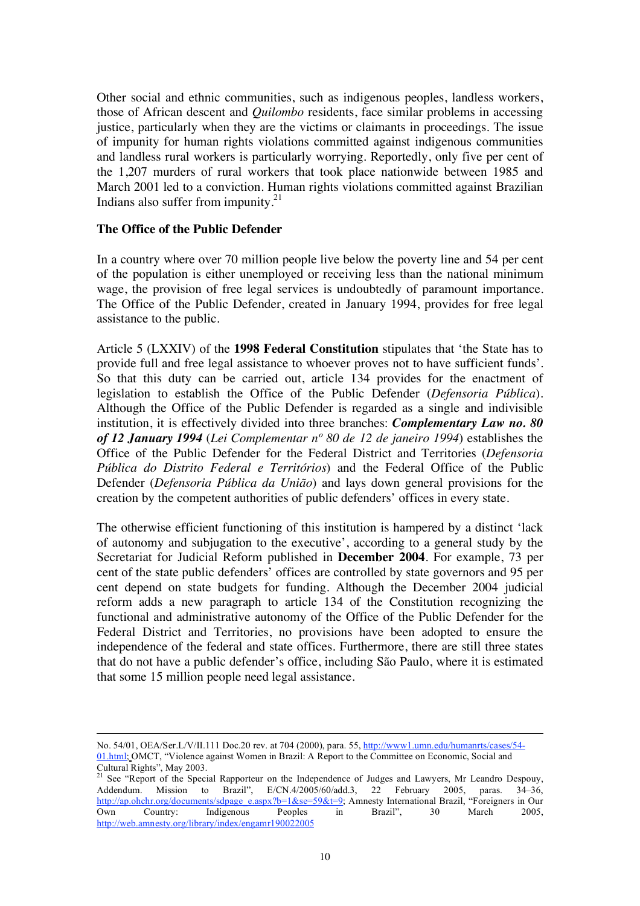Other social and ethnic communities, such as indigenous peoples, landless workers, those of African descent and *Quilombo* residents, face similar problems in accessing justice, particularly when they are the victims or claimants in proceedings. The issue of impunity for human rights violations committed against indigenous communities and landless rural workers is particularly worrying. Reportedly, only five per cent of the 1,207 murders of rural workers that took place nationwide between 1985 and March 2001 led to a conviction. Human rights violations committed against Brazilian Indians also suffer from impunity.[21]

### The Office of the Public Defender

In a country where over 70 million people live below the poverty line and 54 per cent of the population is either unemployed or receiving less than the national minimum wage, the provision of free legal services is undoubtedly of paramount importance. The Office of the Public Defender, created in January 1994, provides for free legal assistance to the public.

Article 5 (LXXIV) of the **1998 Federal Constitution** stipulates that 'the State has to provide full and free legal assistance to whoever proves not to have sufficient funds'. So that this duty can be carried out, article 134 provides for the enactment of legislation to establish the Office of the Public Defender (*Defensoria Pública*). Although the Office of the Public Defender is regarded as a single and indivisible institution, it is effectively divided into three branches: ***Complementary Law no. 80 of 12 January 1994*** (*Lei Complementar nº 80 de 12 de janeiro 1994*) establishes the Office of the Public Defender for the Federal District and Territories (*Defensoria Pública do Distrito Federal e Territórios*) and the Federal Office of the Public Defender (*Defensoria Pública da União*) and lays down general provisions for the creation by the competent authorities of public defenders' offices in every state.

The otherwise efficient functioning of this institution is hampered by a distinct 'lack of autonomy and subjugation to the executive', according to a general study by the Secretariat for Judicial Reform published in **December 2004**. For example, 73 per cent of the state public defenders' offices are controlled by state governors and 95 per cent depend on state budgets for funding. Although the December 2004 judicial reform adds a new paragraph to article 134 of the Constitution recognizing the functional and administrative autonomy of the Office of the Public Defender for the Federal District and Territories, no provisions have been adopted to ensure the independence of the federal and state offices. Furthermore, there are still three states that do not have a public defender's office, including São Paulo, where it is estimated that some 15 million people need legal assistance.

---

No. 54/01, OEA/Ser.L/V/II.111 Doc.20 rev. at 704 (2000), para. 55, http://www1.umn.edu/humanrts/cases/54-01.html; OMCT, "Violence against Women in Brazil: A Report to the Committee on Economic, Social and Cultural Rights", May 2003.

[21] See "Report of the Special Rapporteur on the Independence of Judges and Lawyers, Mr Leandro Despouy, Addendum. Mission to Brazil", E/CN.4/2005/60/add.3, 22 February 2005, paras. 34–36, http://ap.ohchr.org/documents/sdpage_e.aspx?b=1&se=59&t=9; Amnesty International Brazil, "Foreigners in Our Own Country: Indigenous Peoples in Brazil", 30 March 2005, http://web.amnesty.org/library/index/engamr190022005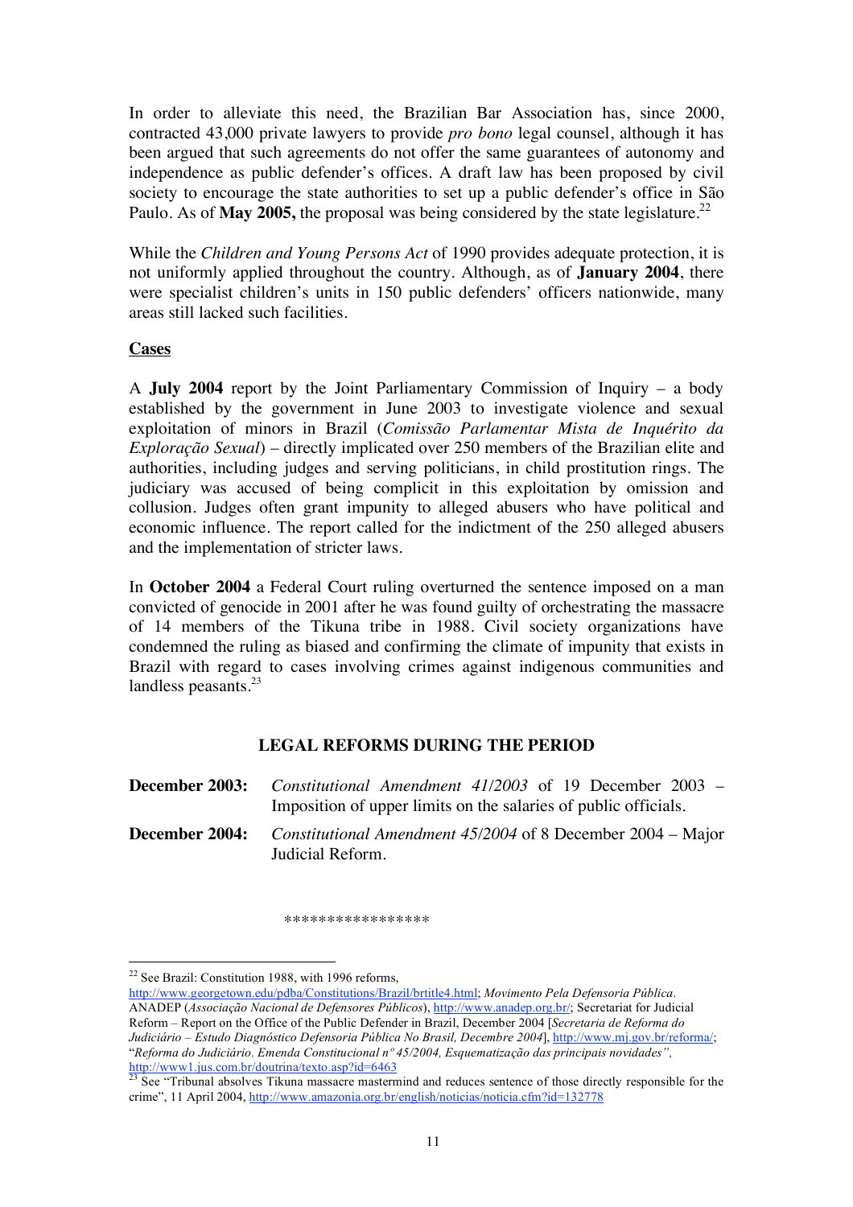In order to alleviate this need, the Brazilian Bar Association has, since 2000, contracted 43,000 private lawyers to provide *pro bono* legal counsel, although it has been argued that such agreements do not offer the same guarantees of autonomy and independence as public defender's offices. A draft law has been proposed by civil society to encourage the state authorities to set up a public defender's office in São Paulo. As of **May 2005,** the proposal was being considered by the state legislature.[22]

While the *Children and Young Persons Act* of 1990 provides adequate protection, it is not uniformly applied throughout the country. Although, as of **January 2004**, there were specialist children's units in 150 public defenders' officers nationwide, many areas still lacked such facilities.

**Cases**

A **July 2004** report by the Joint Parliamentary Commission of Inquiry – a body established by the government in June 2003 to investigate violence and sexual exploitation of minors in Brazil (*Comissão Parlamentar Mista de Inquérito da Exploração Sexual*) – directly implicated over 250 members of the Brazilian elite and authorities, including judges and serving politicians, in child prostitution rings. The judiciary was accused of being complicit in this exploitation by omission and collusion. Judges often grant impunity to alleged abusers who have political and economic influence. The report called for the indictment of the 250 alleged abusers and the implementation of stricter laws.

In **October 2004** a Federal Court ruling overturned the sentence imposed on a man convicted of genocide in 2001 after he was found guilty of orchestrating the massacre of 14 members of the Tikuna tribe in 1988. Civil society organizations have condemned the ruling as biased and confirming the climate of impunity that exists in Brazil with regard to cases involving crimes against indigenous communities and landless peasants.[23]

## LEGAL REFORMS DURING THE PERIOD

**December 2003:** *Constitutional Amendment 41/2003* of 19 December 2003 – Imposition of upper limits on the salaries of public officials.

**December 2004:** *Constitutional Amendment 45/2004* of 8 December 2004 – Major Judicial Reform.

\*\*\*\*\*\*\*\*\*\*\*\*\*\*\*\*\*

[22] See Brazil: Constitution 1988, with 1996 reforms, http://www.georgetown.edu/pdba/Constitutions/Brazil/brtitle4.html; *Movimento Pela Defensoria Pública*. ANADEP (*Associação Nacional de Defensores Públicos*), http://www.anadep.org.br/; Secretariat for Judicial Reform – Report on the Office of the Public Defender in Brazil, December 2004 [*Secretaria de Reforma do Judiciário – Estudo Diagnóstico Defensoria Pública No Brasil, Decembre 2004*], http://www.mj.gov.br/reforma/; "*Reforma do Judiciário. Emenda Constitucional nº 45/2004, Esquematização das principais novidades*", http://www1.jus.com.br/doutrina/texto.asp?id=6463

[23] See "Tribunal absolves Tikuna massacre mastermind and reduces sentence of those directly responsible for the crime", 11 April 2004, http://www.amazonia.org.br/english/noticias/noticia.cfm?id=132778